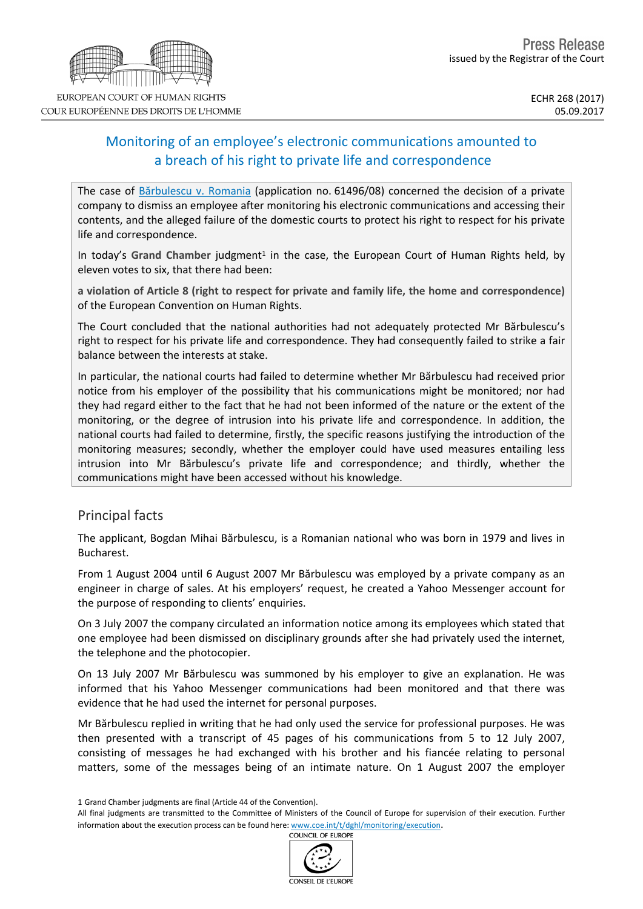Press Release
issued by the Registrar of the Court

EUROPEAN COURT OF HUMAN RIGHTS
COUR EUROPÉENNE DES DROITS DE L'HOMME

ECHR 268 (2017)
05.09.2017

# Monitoring of an employee's electronic communications amounted to a breach of his right to private life and correspondence

The case of [Bărbulescu v. Romania](#) (application no. 61496/08) concerned the decision of a private company to dismiss an employee after monitoring his electronic communications and accessing their contents, and the alleged failure of the domestic courts to protect his right to respect for his private life and correspondence.

In today's **Grand Chamber** judgment[1] in the case, the European Court of Human Rights held, by eleven votes to six, that there had been:

**a violation of Article 8 (right to respect for private and family life, the home and correspondence)** of the European Convention on Human Rights.

The Court concluded that the national authorities had not adequately protected Mr Bărbulescu's right to respect for his private life and correspondence. They had consequently failed to strike a fair balance between the interests at stake.

In particular, the national courts had failed to determine whether Mr Bărbulescu had received prior notice from his employer of the possibility that his communications might be monitored; nor had they had regard either to the fact that he had not been informed of the nature or the extent of the monitoring, or the degree of intrusion into his private life and correspondence. In addition, the national courts had failed to determine, firstly, the specific reasons justifying the introduction of the monitoring measures; secondly, whether the employer could have used measures entailing less intrusion into Mr Bărbulescu's private life and correspondence; and thirdly, whether the communications might have been accessed without his knowledge.

## Principal facts

The applicant, Bogdan Mihai Bărbulescu, is a Romanian national who was born in 1979 and lives in Bucharest.

From 1 August 2004 until 6 August 2007 Mr Bărbulescu was employed by a private company as an engineer in charge of sales. At his employers' request, he created a Yahoo Messenger account for the purpose of responding to clients' enquiries.

On 3 July 2007 the company circulated an information notice among its employees which stated that one employee had been dismissed on disciplinary grounds after she had privately used the internet, the telephone and the photocopier.

On 13 July 2007 Mr Bărbulescu was summoned by his employer to give an explanation. He was informed that his Yahoo Messenger communications had been monitored and that there was evidence that he had used the internet for personal purposes.

Mr Bărbulescu replied in writing that he had only used the service for professional purposes. He was then presented with a transcript of 45 pages of his communications from 5 to 12 July 2007, consisting of messages he had exchanged with his brother and his fiancée relating to personal matters, some of the messages being of an intimate nature. On 1 August 2007 the employer

1 Grand Chamber judgments are final (Article 44 of the Convention).
All final judgments are transmitted to the Committee of Ministers of the Council of Europe for supervision of their execution. Further information about the execution process can be found here: [www.coe.int/t/dghl/monitoring/execution](www.coe.int/t/dghl/monitoring/execution).

COUNCIL OF EUROPE
CONSEIL DE L'EUROPE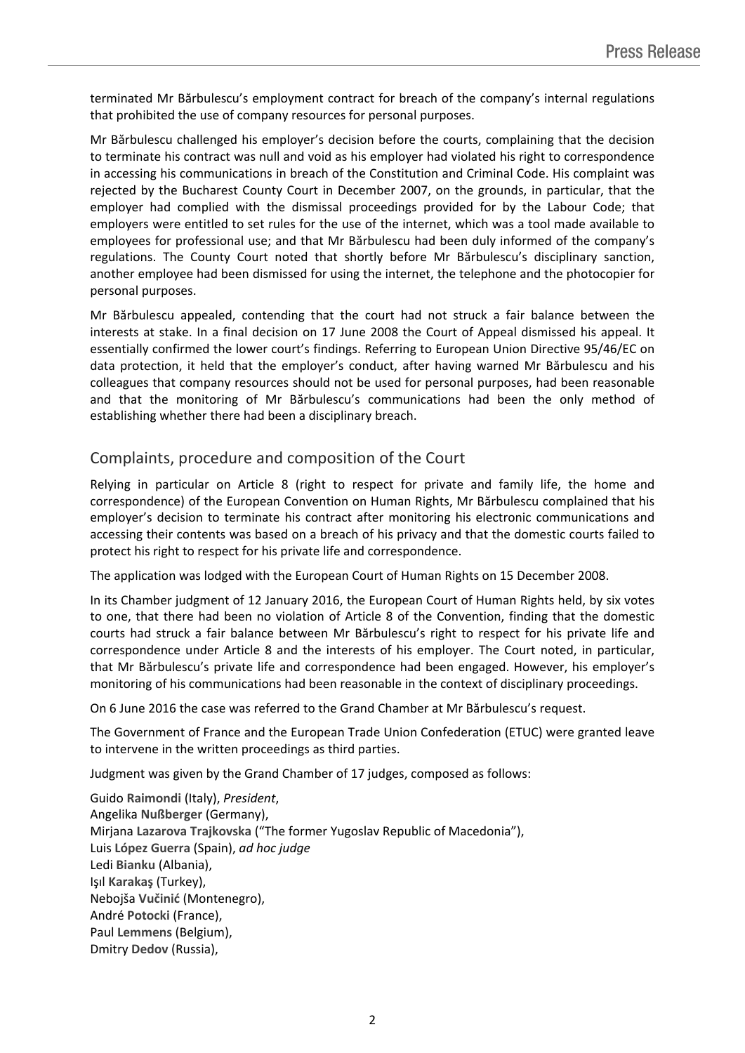terminated Mr Bărbulescu's employment contract for breach of the company's internal regulations that prohibited the use of company resources for personal purposes.

Mr Bărbulescu challenged his employer's decision before the courts, complaining that the decision to terminate his contract was null and void as his employer had violated his right to correspondence in accessing his communications in breach of the Constitution and Criminal Code. His complaint was rejected by the Bucharest County Court in December 2007, on the grounds, in particular, that the employer had complied with the dismissal proceedings provided for by the Labour Code; that employers were entitled to set rules for the use of the internet, which was a tool made available to employees for professional use; and that Mr Bărbulescu had been duly informed of the company's regulations. The County Court noted that shortly before Mr Bărbulescu's disciplinary sanction, another employee had been dismissed for using the internet, the telephone and the photocopier for personal purposes.

Mr Bărbulescu appealed, contending that the court had not struck a fair balance between the interests at stake. In a final decision on 17 June 2008 the Court of Appeal dismissed his appeal. It essentially confirmed the lower court's findings. Referring to European Union Directive 95/46/EC on data protection, it held that the employer's conduct, after having warned Mr Bărbulescu and his colleagues that company resources should not be used for personal purposes, had been reasonable and that the monitoring of Mr Bărbulescu's communications had been the only method of establishing whether there had been a disciplinary breach.

## Complaints, procedure and composition of the Court

Relying in particular on Article 8 (right to respect for private and family life, the home and correspondence) of the European Convention on Human Rights, Mr Bărbulescu complained that his employer's decision to terminate his contract after monitoring his electronic communications and accessing their contents was based on a breach of his privacy and that the domestic courts failed to protect his right to respect for his private life and correspondence.

The application was lodged with the European Court of Human Rights on 15 December 2008.

In its Chamber judgment of 12 January 2016, the European Court of Human Rights held, by six votes to one, that there had been no violation of Article 8 of the Convention, finding that the domestic courts had struck a fair balance between Mr Bărbulescu's right to respect for his private life and correspondence under Article 8 and the interests of his employer. The Court noted, in particular, that Mr Bărbulescu's private life and correspondence had been engaged. However, his employer's monitoring of his communications had been reasonable in the context of disciplinary proceedings.

On 6 June 2016 the case was referred to the Grand Chamber at Mr Bărbulescu's request.

The Government of France and the European Trade Union Confederation (ETUC) were granted leave to intervene in the written proceedings as third parties.

Judgment was given by the Grand Chamber of 17 judges, composed as follows:

Guido **Raimondi** (Italy), *President*,
Angelika **Nußberger** (Germany),
Mirjana **Lazarova Trajkovska** ("The former Yugoslav Republic of Macedonia"),
Luis **López Guerra** (Spain), *ad hoc judge*
Ledi **Bianku** (Albania),
Işıl **Karakaş** (Turkey),
Nebojša **Vučinić** (Montenegro),
André **Potocki** (France),
Paul **Lemmens** (Belgium),
Dmitry **Dedov** (Russia),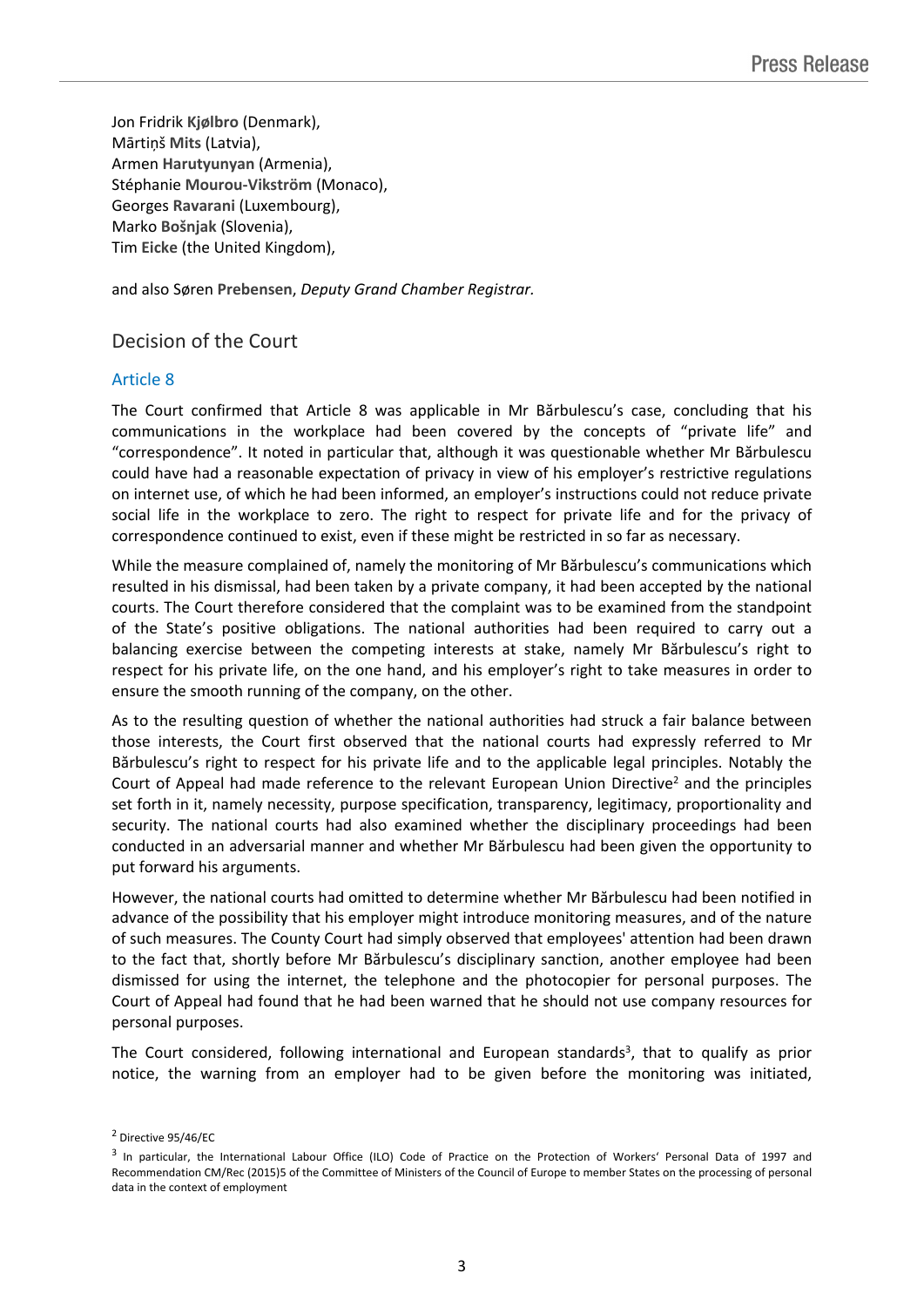Jon Fridrik **Kjølbro** (Denmark),
Mārtiņš **Mits** (Latvia),
Armen **Harutyunyan** (Armenia),
Stéphanie **Mourou-Vikström** (Monaco),
Georges **Ravarani** (Luxembourg),
Marko **Bošnjak** (Slovenia),
Tim **Eicke** (the United Kingdom),

and also Søren **Prebensen**, *Deputy Grand Chamber Registrar.*

## Decision of the Court

### Article 8

The Court confirmed that Article 8 was applicable in Mr Bărbulescu's case, concluding that his communications in the workplace had been covered by the concepts of "private life" and "correspondence". It noted in particular that, although it was questionable whether Mr Bărbulescu could have had a reasonable expectation of privacy in view of his employer's restrictive regulations on internet use, of which he had been informed, an employer's instructions could not reduce private social life in the workplace to zero. The right to respect for private life and for the privacy of correspondence continued to exist, even if these might be restricted in so far as necessary.

While the measure complained of, namely the monitoring of Mr Bărbulescu's communications which resulted in his dismissal, had been taken by a private company, it had been accepted by the national courts. The Court therefore considered that the complaint was to be examined from the standpoint of the State's positive obligations. The national authorities had been required to carry out a balancing exercise between the competing interests at stake, namely Mr Bărbulescu's right to respect for his private life, on the one hand, and his employer's right to take measures in order to ensure the smooth running of the company, on the other.

As to the resulting question of whether the national authorities had struck a fair balance between those interests, the Court first observed that the national courts had expressly referred to Mr Bărbulescu's right to respect for his private life and to the applicable legal principles. Notably the Court of Appeal had made reference to the relevant European Union Directive[2] and the principles set forth in it, namely necessity, purpose specification, transparency, legitimacy, proportionality and security. The national courts had also examined whether the disciplinary proceedings had been conducted in an adversarial manner and whether Mr Bărbulescu had been given the opportunity to put forward his arguments.

However, the national courts had omitted to determine whether Mr Bărbulescu had been notified in advance of the possibility that his employer might introduce monitoring measures, and of the nature of such measures. The County Court had simply observed that employees' attention had been drawn to the fact that, shortly before Mr Bărbulescu's disciplinary sanction, another employee had been dismissed for using the internet, the telephone and the photocopier for personal purposes. The Court of Appeal had found that he had been warned that he should not use company resources for personal purposes.

The Court considered, following international and European standards[3], that to qualify as prior notice, the warning from an employer had to be given before the monitoring was initiated,

[2] Directive 95/46/EC

[3] In particular, the International Labour Office (ILO) Code of Practice on the Protection of Workers' Personal Data of 1997 and Recommendation CM/Rec (2015)5 of the Committee of Ministers of the Council of Europe to member States on the processing of personal data in the context of employment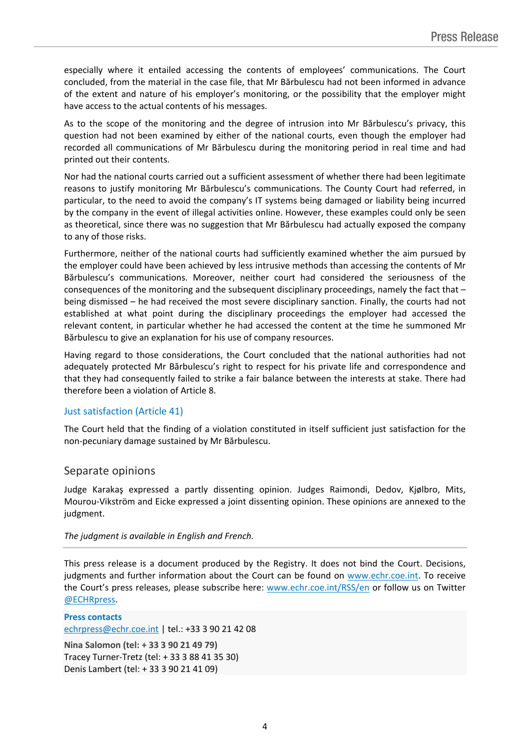especially where it entailed accessing the contents of employees' communications. The Court concluded, from the material in the case file, that Mr Bărbulescu had not been informed in advance of the extent and nature of his employer's monitoring, or the possibility that the employer might have access to the actual contents of his messages.

As to the scope of the monitoring and the degree of intrusion into Mr Bărbulescu's privacy, this question had not been examined by either of the national courts, even though the employer had recorded all communications of Mr Bărbulescu during the monitoring period in real time and had printed out their contents.

Nor had the national courts carried out a sufficient assessment of whether there had been legitimate reasons to justify monitoring Mr Bărbulescu's communications. The County Court had referred, in particular, to the need to avoid the company's IT systems being damaged or liability being incurred by the company in the event of illegal activities online. However, these examples could only be seen as theoretical, since there was no suggestion that Mr Bărbulescu had actually exposed the company to any of those risks.

Furthermore, neither of the national courts had sufficiently examined whether the aim pursued by the employer could have been achieved by less intrusive methods than accessing the contents of Mr Bărbulescu's communications. Moreover, neither court had considered the seriousness of the consequences of the monitoring and the subsequent disciplinary proceedings, namely the fact that – being dismissed – he had received the most severe disciplinary sanction. Finally, the courts had not established at what point during the disciplinary proceedings the employer had accessed the relevant content, in particular whether he had accessed the content at the time he summoned Mr Bărbulescu to give an explanation for his use of company resources.

Having regard to those considerations, the Court concluded that the national authorities had not adequately protected Mr Bărbulescu's right to respect for his private life and correspondence and that they had consequently failed to strike a fair balance between the interests at stake. There had therefore been a violation of Article 8.

### Just satisfaction (Article 41)

The Court held that the finding of a violation constituted in itself sufficient just satisfaction for the non-pecuniary damage sustained by Mr Bărbulescu.

## Separate opinions

Judge Karakaş expressed a partly dissenting opinion. Judges Raimondi, Dedov, Kjølbro, Mits, Mourou-Vikström and Eicke expressed a joint dissenting opinion. These opinions are annexed to the judgment.

*The judgment is available in English and French.*

---

This press release is a document produced by the Registry. It does not bind the Court. Decisions, judgments and further information about the Court can be found on www.echr.coe.int. To receive the Court's press releases, please subscribe here: www.echr.coe.int/RSS/en or follow us on Twitter @ECHRpress.

**Press contacts**
echrpress@echr.coe.int | tel.: +33 3 90 21 42 08

**Nina Salomon (tel: + 33 3 90 21 49 79)**
Tracey Turner-Tretz (tel: + 33 3 88 41 35 30)
Denis Lambert (tel: + 33 3 90 21 41 09)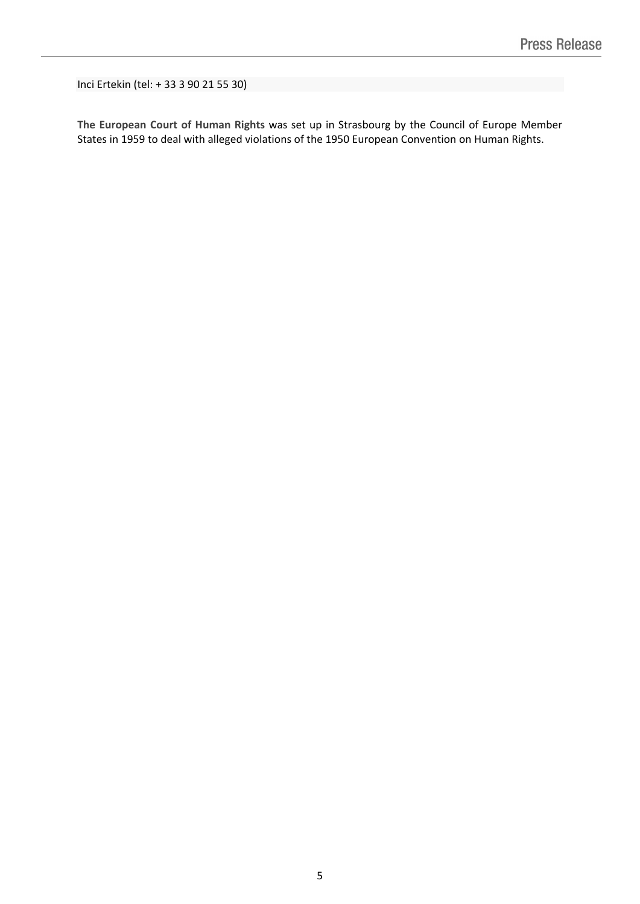Inci Ertekin (tel: + 33 3 90 21 55 30)

**The European Court of Human Rights** was set up in Strasbourg by the Council of Europe Member States in 1959 to deal with alleged violations of the 1950 European Convention on Human Rights.